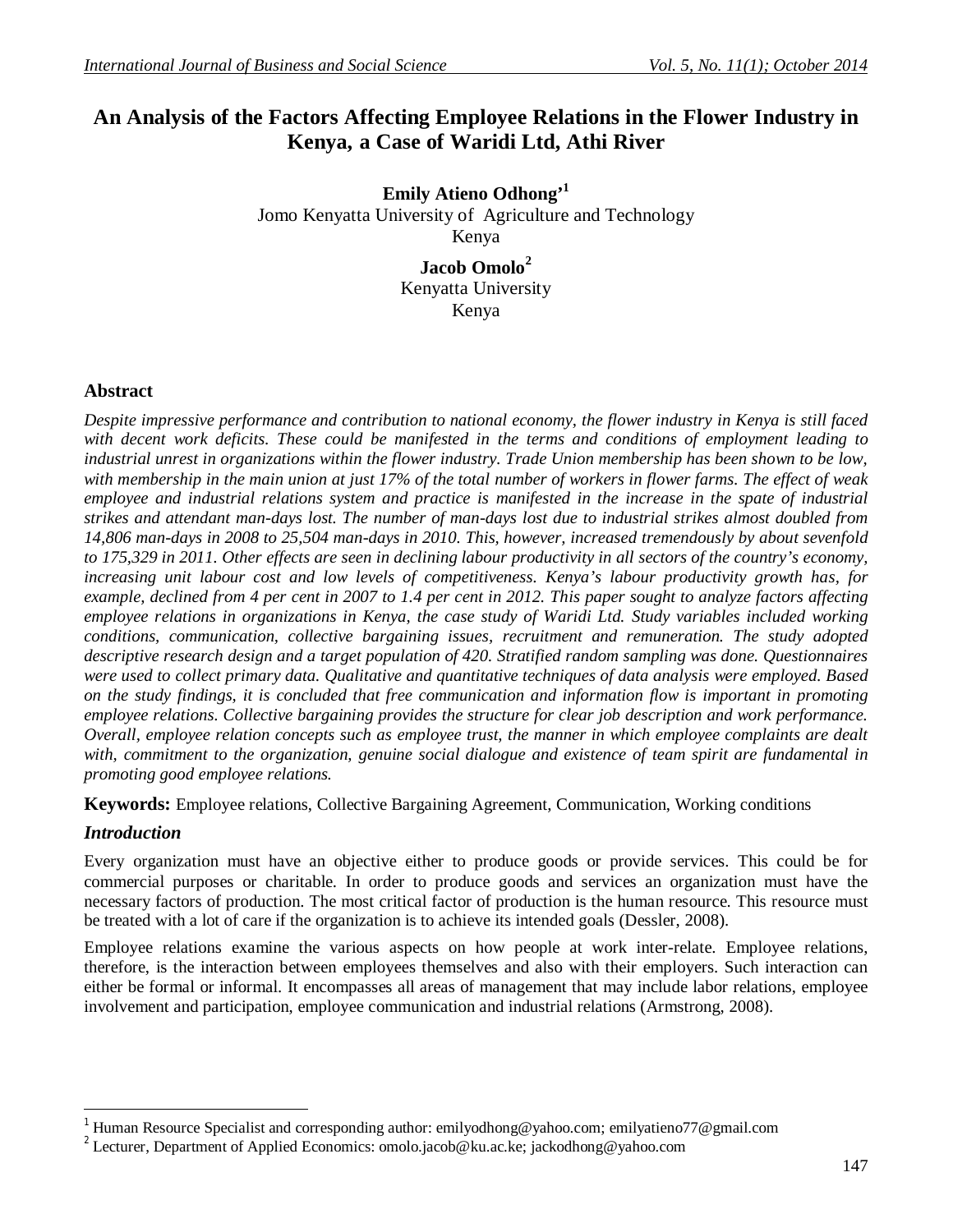# An Analysis of the Factors Affecting Employee Relations in the Flower Industry in Kenya, a Case of Waridi Ltd, Athi River

**Emily Atieno Odhong'**[1]
Jomo Kenyatta University of Agriculture and Technology
Kenya

**Jacob Omolo**[2]
Kenyatta University
Kenya

## Abstract

*Despite impressive performance and contribution to national economy, the flower industry in Kenya is still faced with decent work deficits. These could be manifested in the terms and conditions of employment leading to industrial unrest in organizations within the flower industry. Trade Union membership has been shown to be low, with membership in the main union at just 17% of the total number of workers in flower farms. The effect of weak employee and industrial relations system and practice is manifested in the increase in the spate of industrial strikes and attendant man-days lost. The number of man-days lost due to industrial strikes almost doubled from 14,806 man-days in 2008 to 25,504 man-days in 2010. This, however, increased tremendously by about sevenfold to 175,329 in 2011. Other effects are seen in declining labour productivity in all sectors of the country's economy, increasing unit labour cost and low levels of competitiveness. Kenya's labour productivity growth has, for example, declined from 4 per cent in 2007 to 1.4 per cent in 2012. This paper sought to analyze factors affecting employee relations in organizations in Kenya, the case study of Waridi Ltd. Study variables included working conditions, communication, collective bargaining issues, recruitment and remuneration. The study adopted descriptive research design and a target population of 420. Stratified random sampling was done. Questionnaires were used to collect primary data. Qualitative and quantitative techniques of data analysis were employed. Based on the study findings, it is concluded that free communication and information flow is important in promoting employee relations. Collective bargaining provides the structure for clear job description and work performance. Overall, employee relation concepts such as employee trust, the manner in which employee complaints are dealt with, commitment to the organization, genuine social dialogue and existence of team spirit are fundamental in promoting good employee relations.*

**Keywords:** Employee relations, Collective Bargaining Agreement, Communication, Working conditions

## *Introduction*

Every organization must have an objective either to produce goods or provide services. This could be for commercial purposes or charitable. In order to produce goods and services an organization must have the necessary factors of production. The most critical factor of production is the human resource. This resource must be treated with a lot of care if the organization is to achieve its intended goals (Dessler, 2008).

Employee relations examine the various aspects on how people at work inter-relate. Employee relations, therefore, is the interaction between employees themselves and also with their employers. Such interaction can either be formal or informal. It encompasses all areas of management that may include labor relations, employee involvement and participation, employee communication and industrial relations (Armstrong, 2008).

---

[1] Human Resource Specialist and corresponding author: emilyodhong@yahoo.com; emilyatieno77@gmail.com

[2] Lecturer, Department of Applied Economics: omolo.jacob@ku.ac.ke; jackodhong@yahoo.com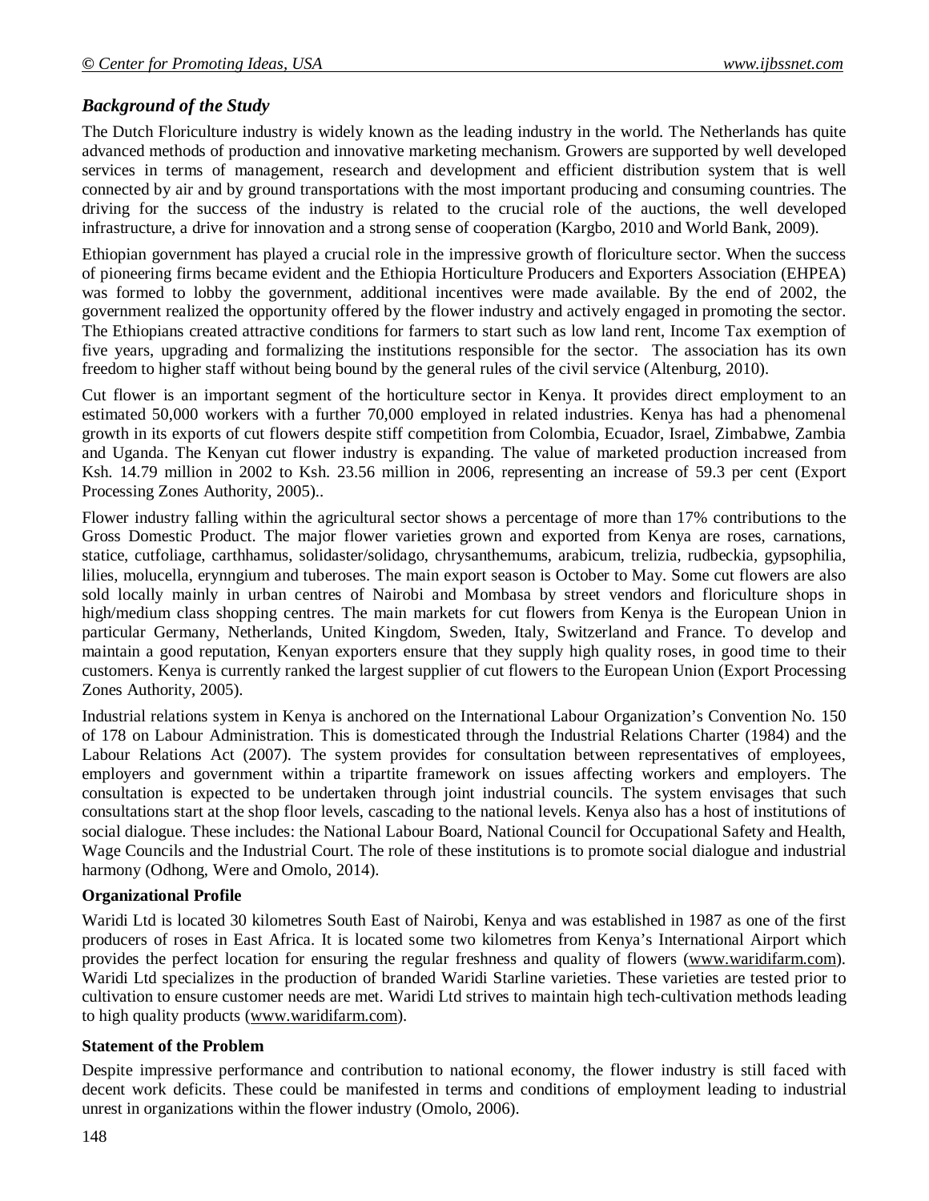### *Background of the Study*

The Dutch Floriculture industry is widely known as the leading industry in the world. The Netherlands has quite advanced methods of production and innovative marketing mechanism. Growers are supported by well developed services in terms of management, research and development and efficient distribution system that is well connected by air and by ground transportations with the most important producing and consuming countries. The driving for the success of the industry is related to the crucial role of the auctions, the well developed infrastructure, a drive for innovation and a strong sense of cooperation (Kargbo, 2010 and World Bank, 2009).

Ethiopian government has played a crucial role in the impressive growth of floriculture sector. When the success of pioneering firms became evident and the Ethiopia Horticulture Producers and Exporters Association (EHPEA) was formed to lobby the government, additional incentives were made available. By the end of 2002, the government realized the opportunity offered by the flower industry and actively engaged in promoting the sector. The Ethiopians created attractive conditions for farmers to start such as low land rent, Income Tax exemption of five years, upgrading and formalizing the institutions responsible for the sector. The association has its own freedom to higher staff without being bound by the general rules of the civil service (Altenburg, 2010).

Cut flower is an important segment of the horticulture sector in Kenya. It provides direct employment to an estimated 50,000 workers with a further 70,000 employed in related industries. Kenya has had a phenomenal growth in its exports of cut flowers despite stiff competition from Colombia, Ecuador, Israel, Zimbabwe, Zambia and Uganda. The Kenyan cut flower industry is expanding. The value of marketed production increased from Ksh. 14.79 million in 2002 to Ksh. 23.56 million in 2006, representing an increase of 59.3 per cent (Export Processing Zones Authority, 2005)..

Flower industry falling within the agricultural sector shows a percentage of more than 17% contributions to the Gross Domestic Product. The major flower varieties grown and exported from Kenya are roses, carnations, statice, cutfoliage, carthhamus, solidaster/solidago, chrysanthemums, arabicum, trelizia, rudbeckia, gypsophilia, lilies, molucella, erynngium and tuberoses. The main export season is October to May. Some cut flowers are also sold locally mainly in urban centres of Nairobi and Mombasa by street vendors and floriculture shops in high/medium class shopping centres. The main markets for cut flowers from Kenya is the European Union in particular Germany, Netherlands, United Kingdom, Sweden, Italy, Switzerland and France. To develop and maintain a good reputation, Kenyan exporters ensure that they supply high quality roses, in good time to their customers. Kenya is currently ranked the largest supplier of cut flowers to the European Union (Export Processing Zones Authority, 2005).

Industrial relations system in Kenya is anchored on the International Labour Organization's Convention No. 150 of 178 on Labour Administration. This is domesticated through the Industrial Relations Charter (1984) and the Labour Relations Act (2007). The system provides for consultation between representatives of employees, employers and government within a tripartite framework on issues affecting workers and employers. The consultation is expected to be undertaken through joint industrial councils. The system envisages that such consultations start at the shop floor levels, cascading to the national levels. Kenya also has a host of institutions of social dialogue. These includes: the National Labour Board, National Council for Occupational Safety and Health, Wage Councils and the Industrial Court. The role of these institutions is to promote social dialogue and industrial harmony (Odhong, Were and Omolo, 2014).

**Organizational Profile**

Waridi Ltd is located 30 kilometres South East of Nairobi, Kenya and was established in 1987 as one of the first producers of roses in East Africa. It is located some two kilometres from Kenya's International Airport which provides the perfect location for ensuring the regular freshness and quality of flowers (www.waridifarm.com). Waridi Ltd specializes in the production of branded Waridi Starline varieties. These varieties are tested prior to cultivation to ensure customer needs are met. Waridi Ltd strives to maintain high tech-cultivation methods leading to high quality products (www.waridifarm.com).

**Statement of the Problem**

Despite impressive performance and contribution to national economy, the flower industry is still faced with decent work deficits. These could be manifested in terms and conditions of employment leading to industrial unrest in organizations within the flower industry (Omolo, 2006).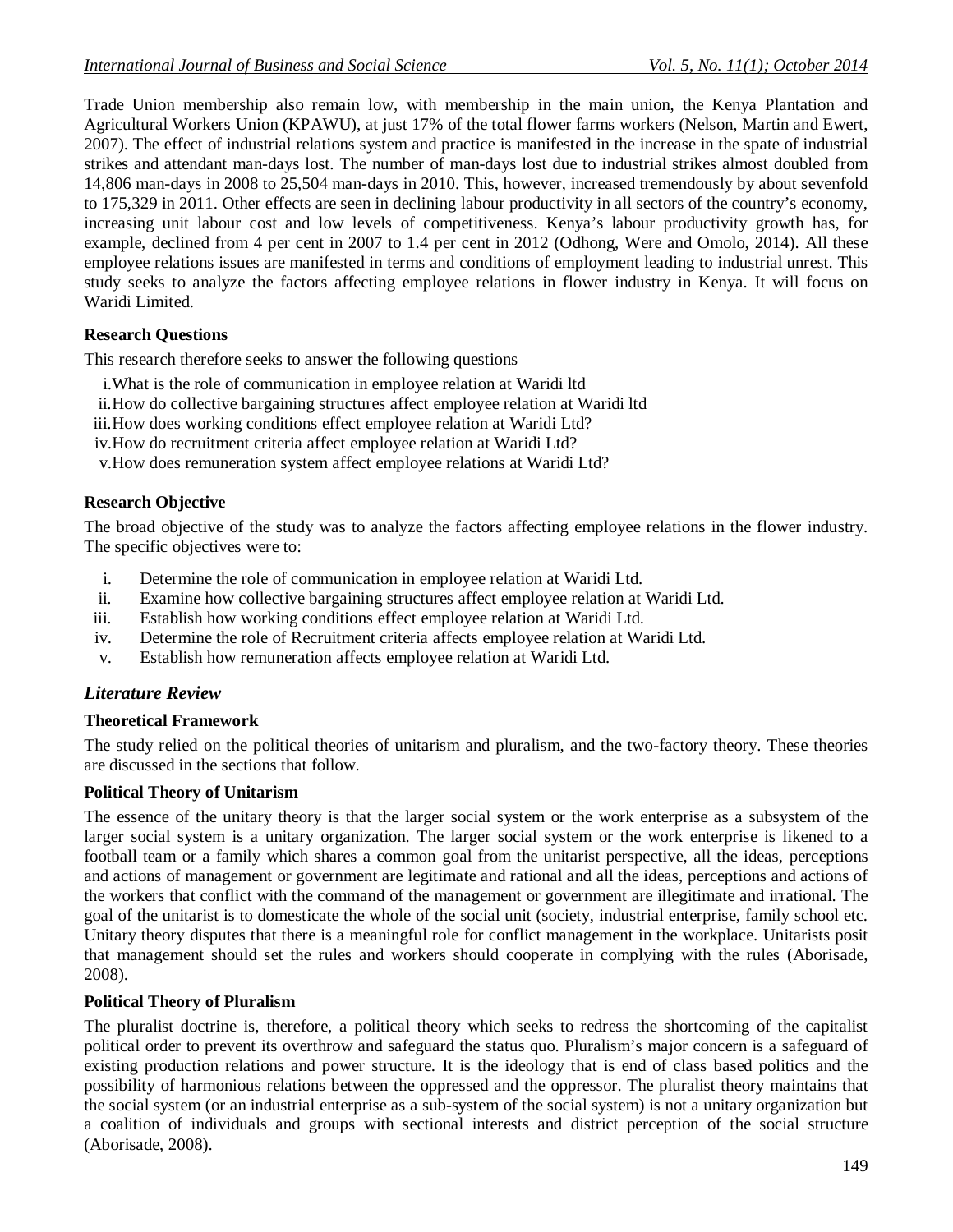Trade Union membership also remain low, with membership in the main union, the Kenya Plantation and Agricultural Workers Union (KPAWU), at just 17% of the total flower farms workers (Nelson, Martin and Ewert, 2007). The effect of industrial relations system and practice is manifested in the increase in the spate of industrial strikes and attendant man-days lost. The number of man-days lost due to industrial strikes almost doubled from 14,806 man-days in 2008 to 25,504 man-days in 2010. This, however, increased tremendously by about sevenfold to 175,329 in 2011. Other effects are seen in declining labour productivity in all sectors of the country's economy, increasing unit labour cost and low levels of competitiveness. Kenya's labour productivity growth has, for example, declined from 4 per cent in 2007 to 1.4 per cent in 2012 (Odhong, Were and Omolo, 2014). All these employee relations issues are manifested in terms and conditions of employment leading to industrial unrest. This study seeks to analyze the factors affecting employee relations in flower industry in Kenya. It will focus on Waridi Limited.

### Research Questions

This research therefore seeks to answer the following questions

i. What is the role of communication in employee relation at Waridi ltd
ii. How do collective bargaining structures affect employee relation at Waridi ltd
iii. How does working conditions effect employee relation at Waridi Ltd?
iv. How do recruitment criteria affect employee relation at Waridi Ltd?
v. How does remuneration system affect employee relations at Waridi Ltd?

### Research Objective

The broad objective of the study was to analyze the factors affecting employee relations in the flower industry. The specific objectives were to:

i. Determine the role of communication in employee relation at Waridi Ltd.
ii. Examine how collective bargaining structures affect employee relation at Waridi Ltd.
iii. Establish how working conditions effect employee relation at Waridi Ltd.
iv. Determine the role of Recruitment criteria affects employee relation at Waridi Ltd.
v. Establish how remuneration affects employee relation at Waridi Ltd.

## *Literature Review*

### Theoretical Framework

The study relied on the political theories of unitarism and pluralism, and the two-factory theory. These theories are discussed in the sections that follow.

### Political Theory of Unitarism

The essence of the unitary theory is that the larger social system or the work enterprise as a subsystem of the larger social system is a unitary organization. The larger social system or the work enterprise is likened to a football team or a family which shares a common goal from the unitarist perspective, all the ideas, perceptions and actions of management or government are legitimate and rational and all the ideas, perceptions and actions of the workers that conflict with the command of the management or government are illegitimate and irrational. The goal of the unitarist is to domesticate the whole of the social unit (society, industrial enterprise, family school etc. Unitary theory disputes that there is a meaningful role for conflict management in the workplace. Unitarists posit that management should set the rules and workers should cooperate in complying with the rules (Aborisade, 2008).

### Political Theory of Pluralism

The pluralist doctrine is, therefore, a political theory which seeks to redress the shortcoming of the capitalist political order to prevent its overthrow and safeguard the status quo. Pluralism's major concern is a safeguard of existing production relations and power structure. It is the ideology that is end of class based politics and the possibility of harmonious relations between the oppressed and the oppressor. The pluralist theory maintains that the social system (or an industrial enterprise as a sub-system of the social system) is not a unitary organization but a coalition of individuals and groups with sectional interests and district perception of the social structure (Aborisade, 2008).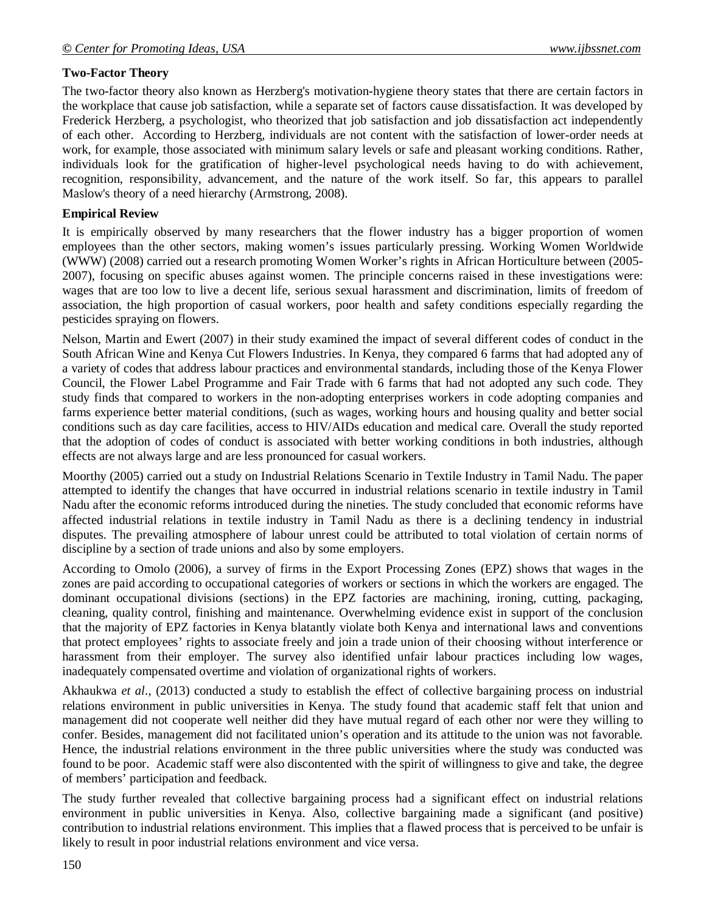**Two-Factor Theory**

The two-factor theory also known as Herzberg's motivation-hygiene theory states that there are certain factors in the workplace that cause job satisfaction, while a separate set of factors cause dissatisfaction. It was developed by Frederick Herzberg, a psychologist, who theorized that job satisfaction and job dissatisfaction act independently of each other. According to Herzberg, individuals are not content with the satisfaction of lower-order needs at work, for example, those associated with minimum salary levels or safe and pleasant working conditions. Rather, individuals look for the gratification of higher-level psychological needs having to do with achievement, recognition, responsibility, advancement, and the nature of the work itself. So far, this appears to parallel Maslow's theory of a need hierarchy (Armstrong, 2008).

**Empirical Review**

It is empirically observed by many researchers that the flower industry has a bigger proportion of women employees than the other sectors, making women's issues particularly pressing. Working Women Worldwide (WWW) (2008) carried out a research promoting Women Worker's rights in African Horticulture between (2005-2007), focusing on specific abuses against women. The principle concerns raised in these investigations were: wages that are too low to live a decent life, serious sexual harassment and discrimination, limits of freedom of association, the high proportion of casual workers, poor health and safety conditions especially regarding the pesticides spraying on flowers.

Nelson, Martin and Ewert (2007) in their study examined the impact of several different codes of conduct in the South African Wine and Kenya Cut Flowers Industries. In Kenya, they compared 6 farms that had adopted any of a variety of codes that address labour practices and environmental standards, including those of the Kenya Flower Council, the Flower Label Programme and Fair Trade with 6 farms that had not adopted any such code. They study finds that compared to workers in the non-adopting enterprises workers in code adopting companies and farms experience better material conditions, (such as wages, working hours and housing quality and better social conditions such as day care facilities, access to HIV/AIDs education and medical care. Overall the study reported that the adoption of codes of conduct is associated with better working conditions in both industries, although effects are not always large and are less pronounced for casual workers.

Moorthy (2005) carried out a study on Industrial Relations Scenario in Textile Industry in Tamil Nadu. The paper attempted to identify the changes that have occurred in industrial relations scenario in textile industry in Tamil Nadu after the economic reforms introduced during the nineties. The study concluded that economic reforms have affected industrial relations in textile industry in Tamil Nadu as there is a declining tendency in industrial disputes. The prevailing atmosphere of labour unrest could be attributed to total violation of certain norms of discipline by a section of trade unions and also by some employers.

According to Omolo (2006), a survey of firms in the Export Processing Zones (EPZ) shows that wages in the zones are paid according to occupational categories of workers or sections in which the workers are engaged. The dominant occupational divisions (sections) in the EPZ factories are machining, ironing, cutting, packaging, cleaning, quality control, finishing and maintenance. Overwhelming evidence exist in support of the conclusion that the majority of EPZ factories in Kenya blatantly violate both Kenya and international laws and conventions that protect employees' rights to associate freely and join a trade union of their choosing without interference or harassment from their employer. The survey also identified unfair labour practices including low wages, inadequately compensated overtime and violation of organizational rights of workers.

Akhaukwa *et al*., (2013) conducted a study to establish the effect of collective bargaining process on industrial relations environment in public universities in Kenya. The study found that academic staff felt that union and management did not cooperate well neither did they have mutual regard of each other nor were they willing to confer. Besides, management did not facilitated union's operation and its attitude to the union was not favorable. Hence, the industrial relations environment in the three public universities where the study was conducted was found to be poor. Academic staff were also discontented with the spirit of willingness to give and take, the degree of members' participation and feedback.

The study further revealed that collective bargaining process had a significant effect on industrial relations environment in public universities in Kenya. Also, collective bargaining made a significant (and positive) contribution to industrial relations environment. This implies that a flawed process that is perceived to be unfair is likely to result in poor industrial relations environment and vice versa.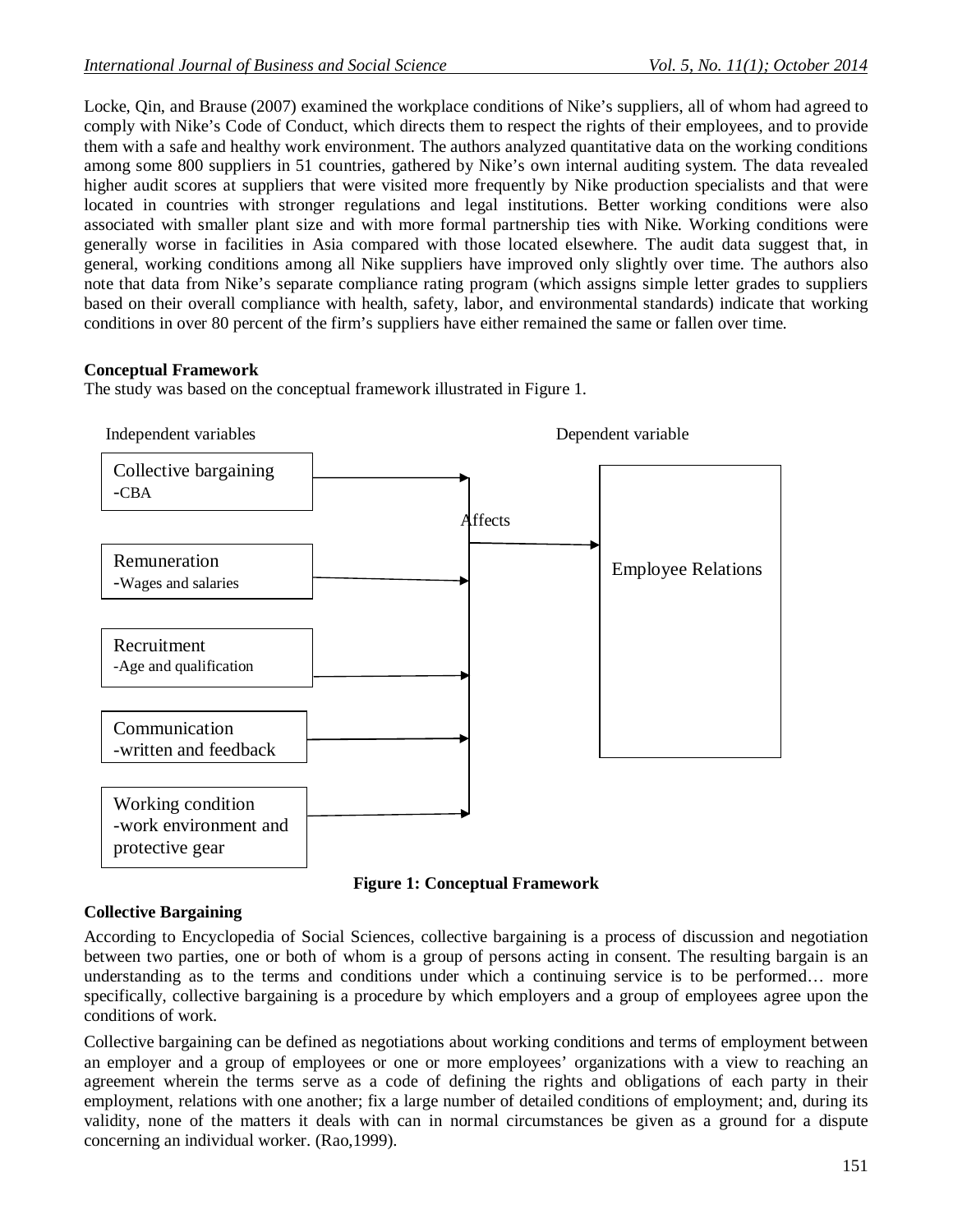Locke, Qin, and Brause (2007) examined the workplace conditions of Nike's suppliers, all of whom had agreed to comply with Nike's Code of Conduct, which directs them to respect the rights of their employees, and to provide them with a safe and healthy work environment. The authors analyzed quantitative data on the working conditions among some 800 suppliers in 51 countries, gathered by Nike's own internal auditing system. The data revealed higher audit scores at suppliers that were visited more frequently by Nike production specialists and that were located in countries with stronger regulations and legal institutions. Better working conditions were also associated with smaller plant size and with more formal partnership ties with Nike. Working conditions were generally worse in facilities in Asia compared with those located elsewhere. The audit data suggest that, in general, working conditions among all Nike suppliers have improved only slightly over time. The authors also note that data from Nike's separate compliance rating program (which assigns simple letter grades to suppliers based on their overall compliance with health, safety, labor, and environmental standards) indicate that working conditions in over 80 percent of the firm's suppliers have either remained the same or fallen over time.

**Conceptual Framework**

The study was based on the conceptual framework illustrated in Figure 1.

Independent variables

Collective bargaining
-CBA

Remuneration
-Wages and salaries

Recruitment
-Age and qualification

Communication
-written and feedback

Working condition
-work environment and protective gear

Affects

Dependent variable

Employee Relations

**Figure 1: Conceptual Framework**

**Collective Bargaining**

According to Encyclopedia of Social Sciences, collective bargaining is a process of discussion and negotiation between two parties, one or both of whom is a group of persons acting in consent. The resulting bargain is an understanding as to the terms and conditions under which a continuing service is to be performed… more specifically, collective bargaining is a procedure by which employers and a group of employees agree upon the conditions of work.

Collective bargaining can be defined as negotiations about working conditions and terms of employment between an employer and a group of employees or one or more employees' organizations with a view to reaching an agreement wherein the terms serve as a code of defining the rights and obligations of each party in their employment, relations with one another; fix a large number of detailed conditions of employment; and, during its validity, none of the matters it deals with can in normal circumstances be given as a ground for a dispute concerning an individual worker. (Rao,1999).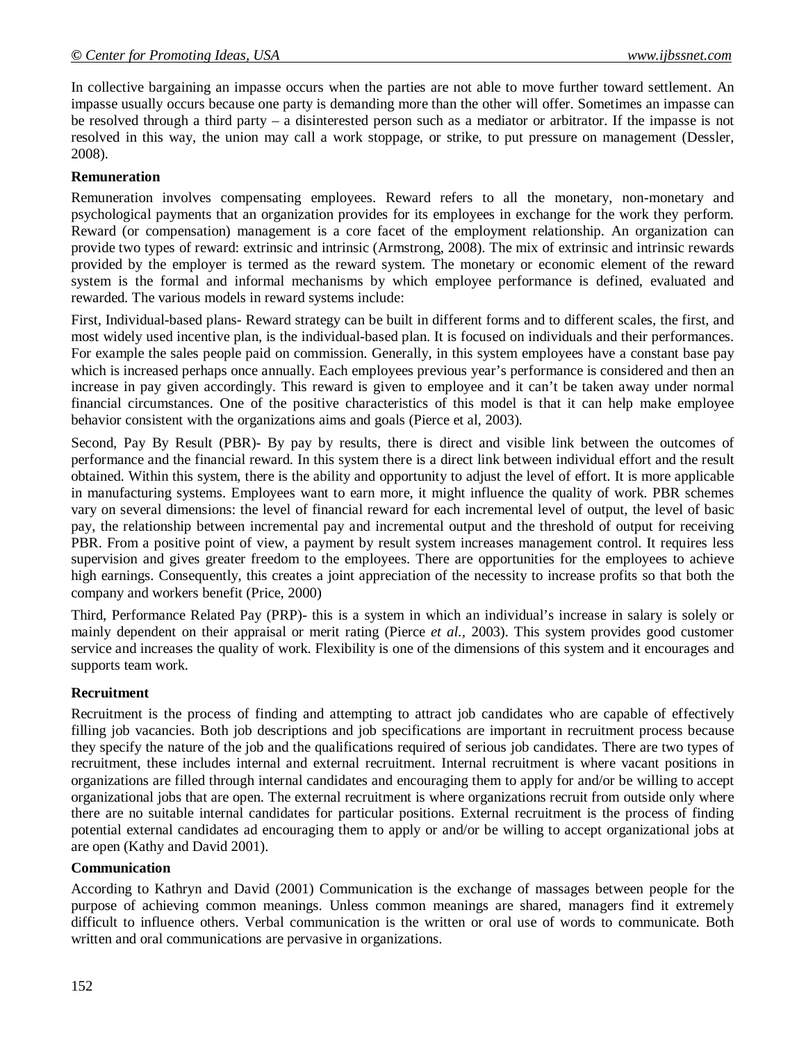In collective bargaining an impasse occurs when the parties are not able to move further toward settlement. An impasse usually occurs because one party is demanding more than the other will offer. Sometimes an impasse can be resolved through a third party – a disinterested person such as a mediator or arbitrator. If the impasse is not resolved in this way, the union may call a work stoppage, or strike, to put pressure on management (Dessler, 2008).

**Remuneration**

Remuneration involves compensating employees. Reward refers to all the monetary, non-monetary and psychological payments that an organization provides for its employees in exchange for the work they perform. Reward (or compensation) management is a core facet of the employment relationship. An organization can provide two types of reward: extrinsic and intrinsic (Armstrong, 2008). The mix of extrinsic and intrinsic rewards provided by the employer is termed as the reward system. The monetary or economic element of the reward system is the formal and informal mechanisms by which employee performance is defined, evaluated and rewarded. The various models in reward systems include:

First, Individual-based plans- Reward strategy can be built in different forms and to different scales, the first, and most widely used incentive plan, is the individual-based plan. It is focused on individuals and their performances. For example the sales people paid on commission. Generally, in this system employees have a constant base pay which is increased perhaps once annually. Each employees previous year's performance is considered and then an increase in pay given accordingly. This reward is given to employee and it can't be taken away under normal financial circumstances. One of the positive characteristics of this model is that it can help make employee behavior consistent with the organizations aims and goals (Pierce et al, 2003).

Second, Pay By Result (PBR)- By pay by results, there is direct and visible link between the outcomes of performance and the financial reward. In this system there is a direct link between individual effort and the result obtained. Within this system, there is the ability and opportunity to adjust the level of effort. It is more applicable in manufacturing systems. Employees want to earn more, it might influence the quality of work. PBR schemes vary on several dimensions: the level of financial reward for each incremental level of output, the level of basic pay, the relationship between incremental pay and incremental output and the threshold of output for receiving PBR. From a positive point of view, a payment by result system increases management control. It requires less supervision and gives greater freedom to the employees. There are opportunities for the employees to achieve high earnings. Consequently, this creates a joint appreciation of the necessity to increase profits so that both the company and workers benefit (Price, 2000)

Third, Performance Related Pay (PRP)- this is a system in which an individual's increase in salary is solely or mainly dependent on their appraisal or merit rating (Pierce *et al.*, 2003). This system provides good customer service and increases the quality of work. Flexibility is one of the dimensions of this system and it encourages and supports team work.

**Recruitment**

Recruitment is the process of finding and attempting to attract job candidates who are capable of effectively filling job vacancies. Both job descriptions and job specifications are important in recruitment process because they specify the nature of the job and the qualifications required of serious job candidates. There are two types of recruitment, these includes internal and external recruitment. Internal recruitment is where vacant positions in organizations are filled through internal candidates and encouraging them to apply for and/or be willing to accept organizational jobs that are open. The external recruitment is where organizations recruit from outside only where there are no suitable internal candidates for particular positions. External recruitment is the process of finding potential external candidates ad encouraging them to apply or and/or be willing to accept organizational jobs at are open (Kathy and David 2001).

**Communication**

According to Kathryn and David (2001) Communication is the exchange of massages between people for the purpose of achieving common meanings. Unless common meanings are shared, managers find it extremely difficult to influence others. Verbal communication is the written or oral use of words to communicate. Both written and oral communications are pervasive in organizations.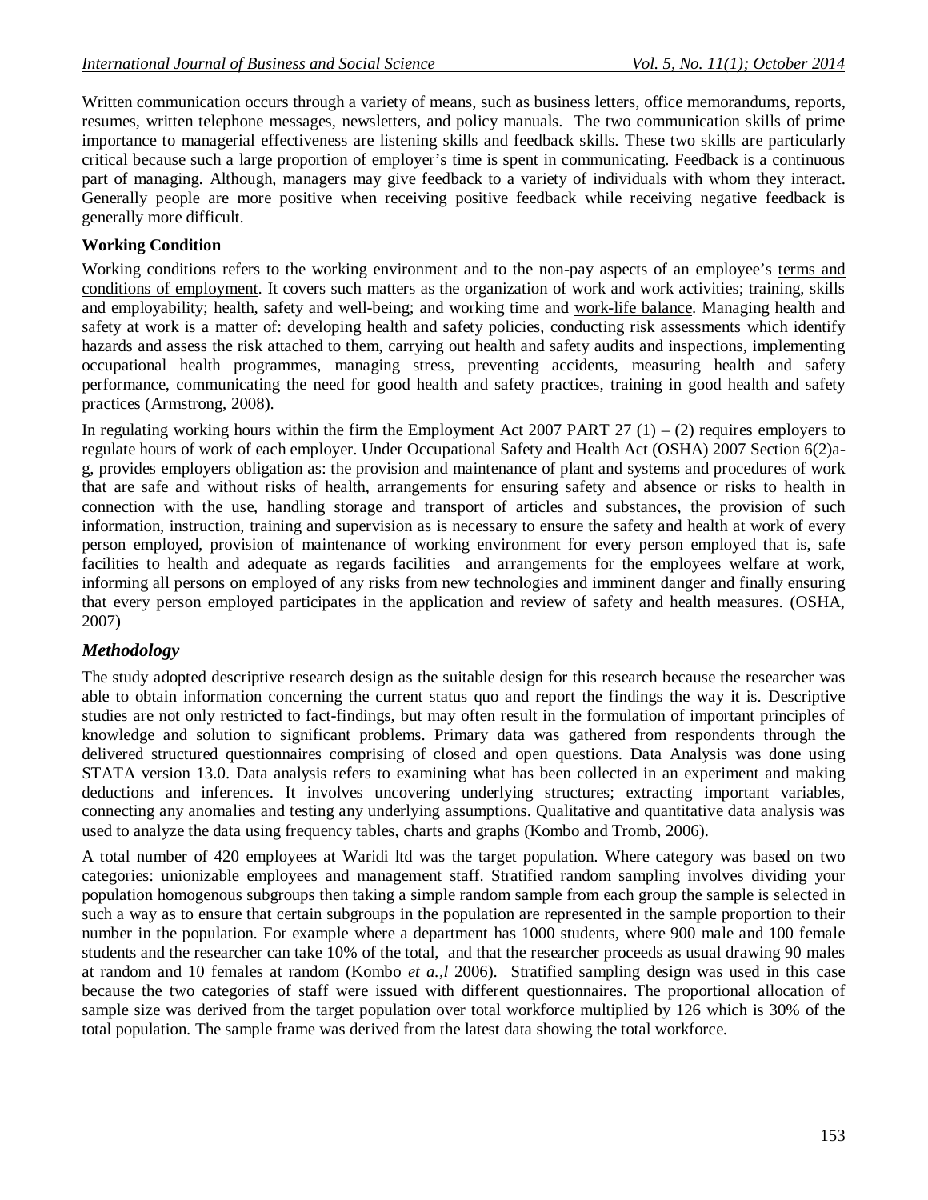Written communication occurs through a variety of means, such as business letters, office memorandums, reports, resumes, written telephone messages, newsletters, and policy manuals. The two communication skills of prime importance to managerial effectiveness are listening skills and feedback skills. These two skills are particularly critical because such a large proportion of employer's time is spent in communicating. Feedback is a continuous part of managing. Although, managers may give feedback to a variety of individuals with whom they interact. Generally people are more positive when receiving positive feedback while receiving negative feedback is generally more difficult.

**Working Condition**

Working conditions refers to the working environment and to the non-pay aspects of an employee's terms and conditions of employment. It covers such matters as the organization of work and work activities; training, skills and employability; health, safety and well-being; and working time and work-life balance. Managing health and safety at work is a matter of: developing health and safety policies, conducting risk assessments which identify hazards and assess the risk attached to them, carrying out health and safety audits and inspections, implementing occupational health programmes, managing stress, preventing accidents, measuring health and safety performance, communicating the need for good health and safety practices, training in good health and safety practices (Armstrong, 2008).

In regulating working hours within the firm the Employment Act 2007 PART 27 (1) – (2) requires employers to regulate hours of work of each employer. Under Occupational Safety and Health Act (OSHA) 2007 Section 6(2)a-g, provides employers obligation as: the provision and maintenance of plant and systems and procedures of work that are safe and without risks of health, arrangements for ensuring safety and absence or risks to health in connection with the use, handling storage and transport of articles and substances, the provision of such information, instruction, training and supervision as is necessary to ensure the safety and health at work of every person employed, provision of maintenance of working environment for every person employed that is, safe facilities to health and adequate as regards facilities and arrangements for the employees welfare at work, informing all persons on employed of any risks from new technologies and imminent danger and finally ensuring that every person employed participates in the application and review of safety and health measures. (OSHA, 2007)

## *Methodology*

The study adopted descriptive research design as the suitable design for this research because the researcher was able to obtain information concerning the current status quo and report the findings the way it is. Descriptive studies are not only restricted to fact-findings, but may often result in the formulation of important principles of knowledge and solution to significant problems. Primary data was gathered from respondents through the delivered structured questionnaires comprising of closed and open questions. Data Analysis was done using STATA version 13.0. Data analysis refers to examining what has been collected in an experiment and making deductions and inferences. It involves uncovering underlying structures; extracting important variables, connecting any anomalies and testing any underlying assumptions. Qualitative and quantitative data analysis was used to analyze the data using frequency tables, charts and graphs (Kombo and Tromb, 2006).

A total number of 420 employees at Waridi ltd was the target population. Where category was based on two categories: unionizable employees and management staff. Stratified random sampling involves dividing your population homogenous subgroups then taking a simple random sample from each group the sample is selected in such a way as to ensure that certain subgroups in the population are represented in the sample proportion to their number in the population. For example where a department has 1000 students, where 900 male and 100 female students and the researcher can take 10% of the total, and that the researcher proceeds as usual drawing 90 males at random and 10 females at random (Kombo *et a.,l* 2006). Stratified sampling design was used in this case because the two categories of staff were issued with different questionnaires. The proportional allocation of sample size was derived from the target population over total workforce multiplied by 126 which is 30% of the total population. The sample frame was derived from the latest data showing the total workforce.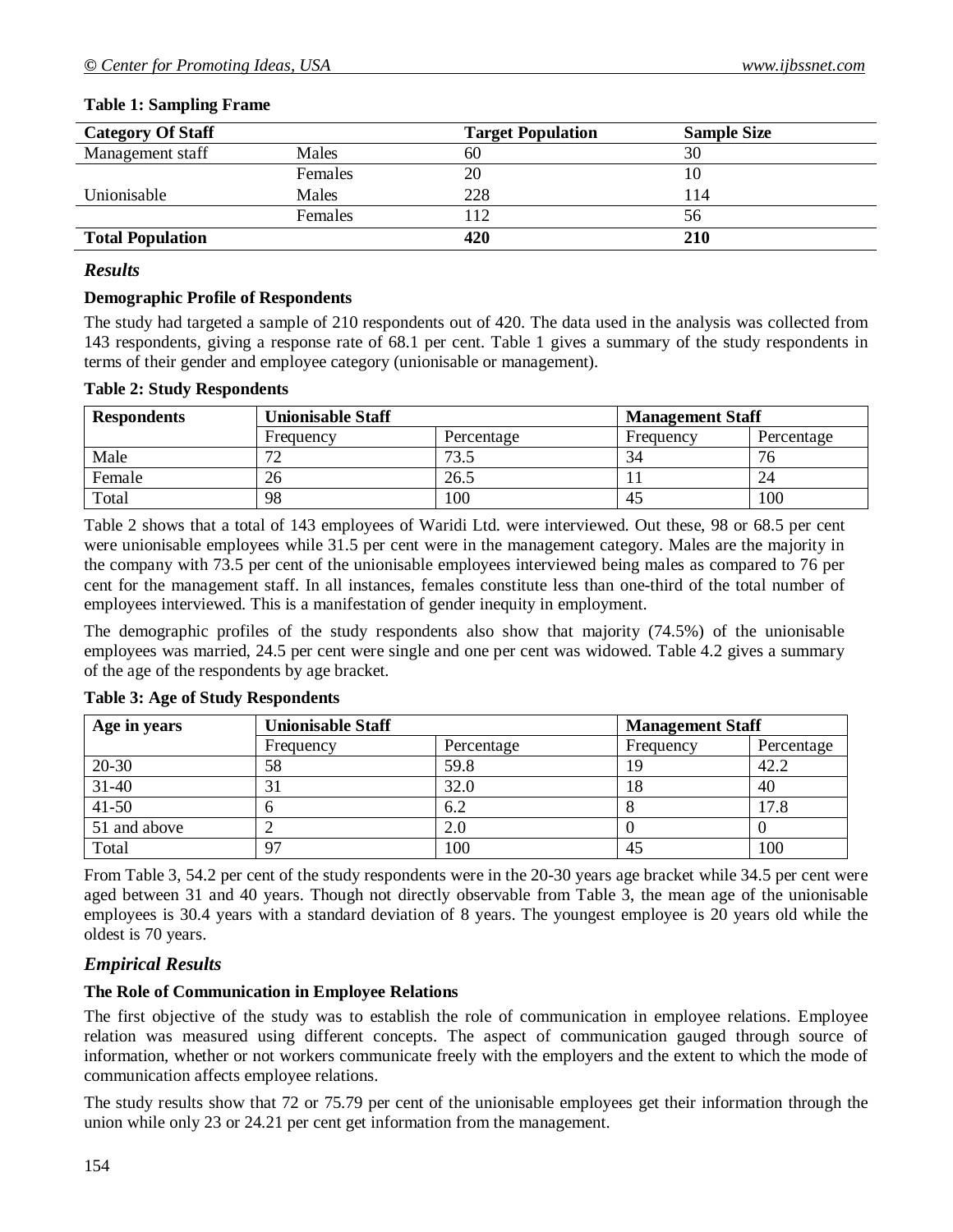**Table 1: Sampling Frame**

| Category Of Staff | | Target Population | Sample Size |
|---|---|---|---|
| Management staff | Males | 60 | 30 |
| | Females | 20 | 10 |
| Unionisable | Males | 228 | 114 |
| | Females | 112 | 56 |
| **Total Population** | | **420** | **210** |

## *Results*

### Demographic Profile of Respondents

The study had targeted a sample of 210 respondents out of 420. The data used in the analysis was collected from 143 respondents, giving a response rate of 68.1 per cent. Table 1 gives a summary of the study respondents in terms of their gender and employee category (unionisable or management).

**Table 2: Study Respondents**

| Respondents | Unionisable Staff | | Management Staff | |
|---|---|---|---|---|
| | Frequency | Percentage | Frequency | Percentage |
| Male | 72 | 73.5 | 34 | 76 |
| Female | 26 | 26.5 | 11 | 24 |
| Total | 98 | 100 | 45 | 100 |

Table 2 shows that a total of 143 employees of Waridi Ltd. were interviewed. Out these, 98 or 68.5 per cent were unionisable employees while 31.5 per cent were in the management category. Males are the majority in the company with 73.5 per cent of the unionisable employees interviewed being males as compared to 76 per cent for the management staff. In all instances, females constitute less than one-third of the total number of employees interviewed. This is a manifestation of gender inequity in employment.

The demographic profiles of the study respondents also show that majority (74.5%) of the unionisable employees was married, 24.5 per cent were single and one per cent was widowed. Table 4.2 gives a summary of the age of the respondents by age bracket.

**Table 3: Age of Study Respondents**

| Age in years | Unionisable Staff | | Management Staff | |
|---|---|---|---|---|
| | Frequency | Percentage | Frequency | Percentage |
| 20-30 | 58 | 59.8 | 19 | 42.2 |
| 31-40 | 31 | 32.0 | 18 | 40 |
| 41-50 | 6 | 6.2 | 8 | 17.8 |
| 51 and above | 2 | 2.0 | 0 | 0 |
| Total | 97 | 100 | 45 | 100 |

From Table 3, 54.2 per cent of the study respondents were in the 20-30 years age bracket while 34.5 per cent were aged between 31 and 40 years. Though not directly observable from Table 3, the mean age of the unionisable employees is 30.4 years with a standard deviation of 8 years. The youngest employee is 20 years old while the oldest is 70 years.

## *Empirical Results*

### The Role of Communication in Employee Relations

The first objective of the study was to establish the role of communication in employee relations. Employee relation was measured using different concepts. The aspect of communication gauged through source of information, whether or not workers communicate freely with the employers and the extent to which the mode of communication affects employee relations.

The study results show that 72 or 75.79 per cent of the unionisable employees get their information through the union while only 23 or 24.21 per cent get information from the management.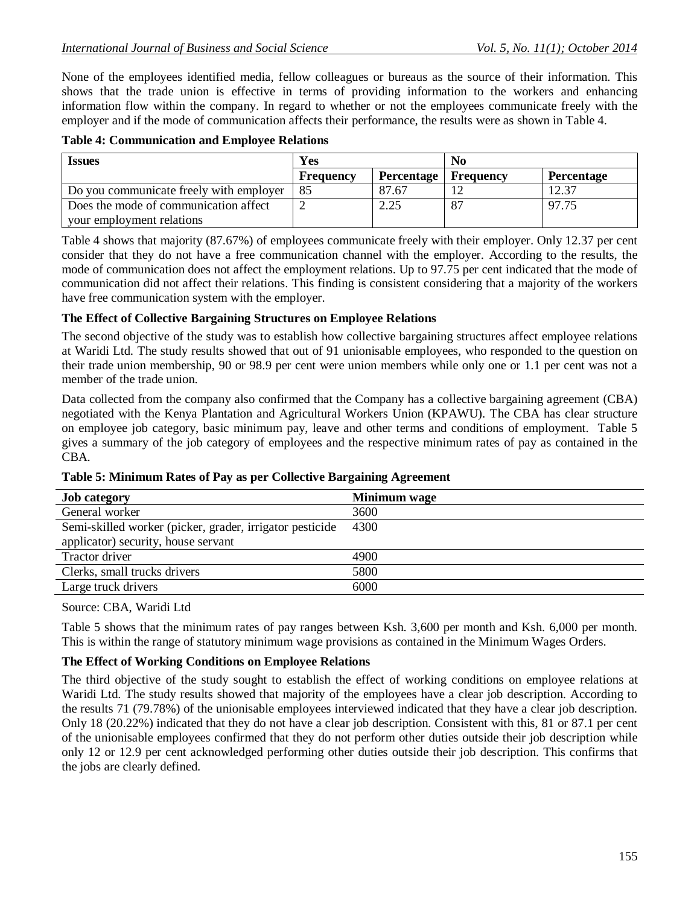None of the employees identified media, fellow colleagues or bureaus as the source of their information. This shows that the trade union is effective in terms of providing information to the workers and enhancing information flow within the company. In regard to whether or not the employees communicate freely with the employer and if the mode of communication affects their performance, the results were as shown in Table 4.

**Table 4: Communication and Employee Relations**

| Issues | Yes | | No | |
|---|---|---|---|---|
| | Frequency | Percentage | Frequency | Percentage |
| Do you communicate freely with employer | 85 | 87.67 | 12 | 12.37 |
| Does the mode of communication affect your employment relations | 2 | 2.25 | 87 | 97.75 |

Table 4 shows that majority (87.67%) of employees communicate freely with their employer. Only 12.37 per cent consider that they do not have a free communication channel with the employer. According to the results, the mode of communication does not affect the employment relations. Up to 97.75 per cent indicated that the mode of communication did not affect their relations. This finding is consistent considering that a majority of the workers have free communication system with the employer.

### The Effect of Collective Bargaining Structures on Employee Relations

The second objective of the study was to establish how collective bargaining structures affect employee relations at Waridi Ltd. The study results showed that out of 91 unionisable employees, who responded to the question on their trade union membership, 90 or 98.9 per cent were union members while only one or 1.1 per cent was not a member of the trade union.

Data collected from the company also confirmed that the Company has a collective bargaining agreement (CBA) negotiated with the Kenya Plantation and Agricultural Workers Union (KPAWU). The CBA has clear structure on employee job category, basic minimum pay, leave and other terms and conditions of employment. Table 5 gives a summary of the job category of employees and the respective minimum rates of pay as contained in the CBA.

**Table 5: Minimum Rates of Pay as per Collective Bargaining Agreement**

| Job category | Minimum wage |
|---|---|
| General worker | 3600 |
| Semi-skilled worker (picker, grader, irrigator pesticide applicator) security, house servant | 4300 |
| Tractor driver | 4900 |
| Clerks, small trucks drivers | 5800 |
| Large truck drivers | 6000 |

Source: CBA, Waridi Ltd

Table 5 shows that the minimum rates of pay ranges between Ksh. 3,600 per month and Ksh. 6,000 per month. This is within the range of statutory minimum wage provisions as contained in the Minimum Wages Orders.

### The Effect of Working Conditions on Employee Relations

The third objective of the study sought to establish the effect of working conditions on employee relations at Waridi Ltd. The study results showed that majority of the employees have a clear job description. According to the results 71 (79.78%) of the unionisable employees interviewed indicated that they have a clear job description. Only 18 (20.22%) indicated that they do not have a clear job description. Consistent with this, 81 or 87.1 per cent of the unionisable employees confirmed that they do not perform other duties outside their job description while only 12 or 12.9 per cent acknowledged performing other duties outside their job description. This confirms that the jobs are clearly defined.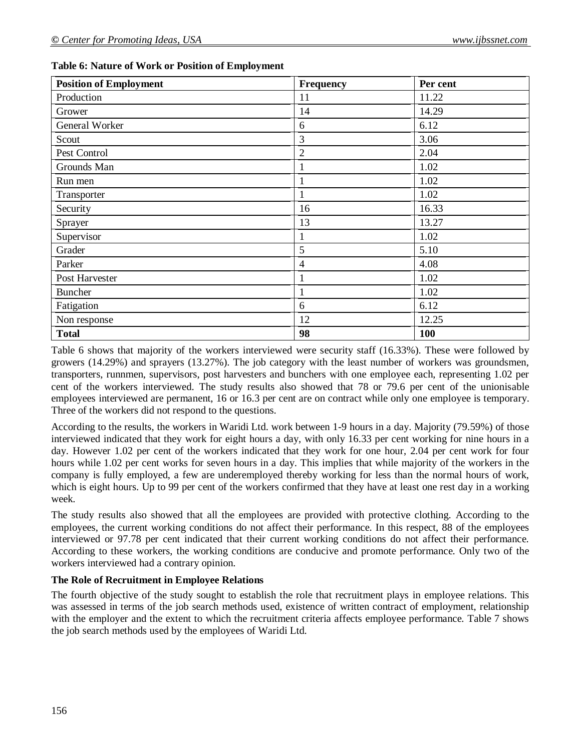**Table 6: Nature of Work or Position of Employment**

| Position of Employment | Frequency | Per cent |
|---|---|---|
| Production | 11 | 11.22 |
| Grower | 14 | 14.29 |
| General Worker | 6 | 6.12 |
| Scout | 3 | 3.06 |
| Pest Control | 2 | 2.04 |
| Grounds Man | 1 | 1.02 |
| Run men | 1 | 1.02 |
| Transporter | 1 | 1.02 |
| Security | 16 | 16.33 |
| Sprayer | 13 | 13.27 |
| Supervisor | 1 | 1.02 |
| Grader | 5 | 5.10 |
| Parker | 4 | 4.08 |
| Post Harvester | 1 | 1.02 |
| Buncher | 1 | 1.02 |
| Fatigation | 6 | 6.12 |
| Non response | 12 | 12.25 |
| **Total** | **98** | **100** |

Table 6 shows that majority of the workers interviewed were security staff (16.33%). These were followed by growers (14.29%) and sprayers (13.27%). The job category with the least number of workers was groundsmen, transporters, runnmen, supervisors, post harvesters and bunchers with one employee each, representing 1.02 per cent of the workers interviewed. The study results also showed that 78 or 79.6 per cent of the unionisable employees interviewed are permanent, 16 or 16.3 per cent are on contract while only one employee is temporary. Three of the workers did not respond to the questions.

According to the results, the workers in Waridi Ltd. work between 1-9 hours in a day. Majority (79.59%) of those interviewed indicated that they work for eight hours a day, with only 16.33 per cent working for nine hours in a day. However 1.02 per cent of the workers indicated that they work for one hour, 2.04 per cent work for four hours while 1.02 per cent works for seven hours in a day. This implies that while majority of the workers in the company is fully employed, a few are underemployed thereby working for less than the normal hours of work, which is eight hours. Up to 99 per cent of the workers confirmed that they have at least one rest day in a working week.

The study results also showed that all the employees are provided with protective clothing. According to the employees, the current working conditions do not affect their performance. In this respect, 88 of the employees interviewed or 97.78 per cent indicated that their current working conditions do not affect their performance. According to these workers, the working conditions are conducive and promote performance. Only two of the workers interviewed had a contrary opinion.

### The Role of Recruitment in Employee Relations

The fourth objective of the study sought to establish the role that recruitment plays in employee relations. This was assessed in terms of the job search methods used, existence of written contract of employment, relationship with the employer and the extent to which the recruitment criteria affects employee performance. Table 7 shows the job search methods used by the employees of Waridi Ltd.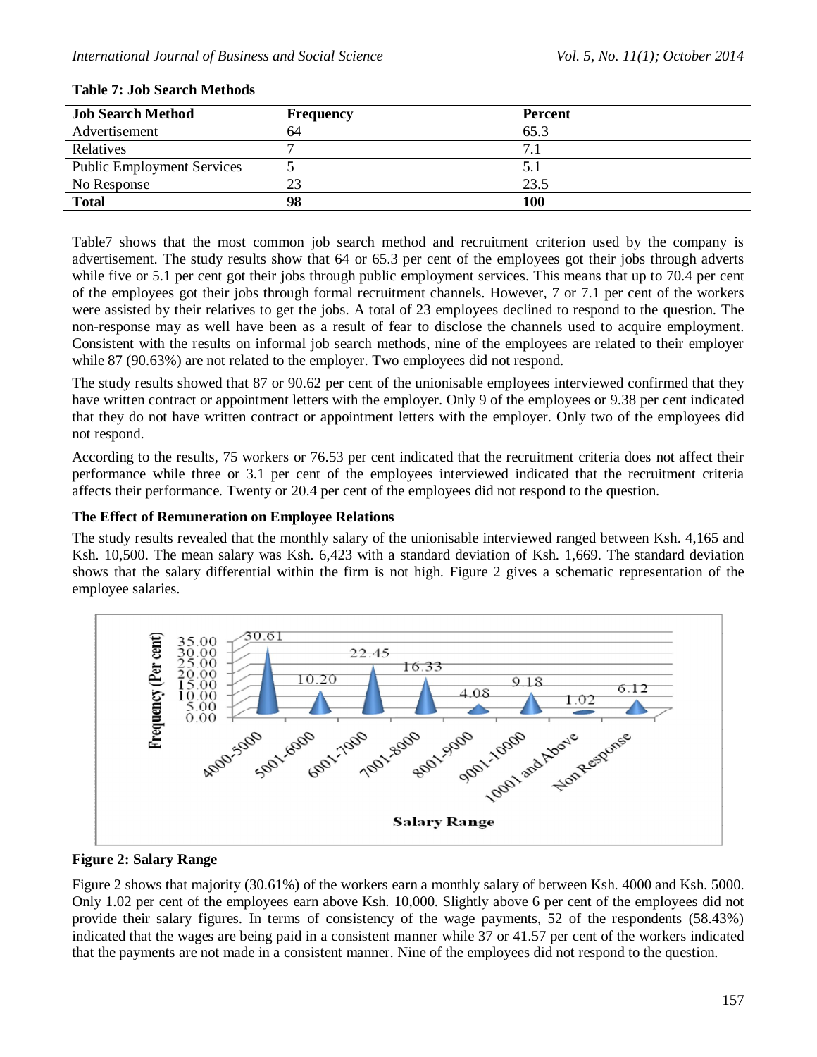**Table 7: Job Search Methods**

| Job Search Method | Frequency | Percent |
|---|---|---|
| Advertisement | 64 | 65.3 |
| Relatives | 7 | 7.1 |
| Public Employment Services | 5 | 5.1 |
| No Response | 23 | 23.5 |
| **Total** | **98** | **100** |

Table7 shows that the most common job search method and recruitment criterion used by the company is advertisement. The study results show that 64 or 65.3 per cent of the employees got their jobs through adverts while five or 5.1 per cent got their jobs through public employment services. This means that up to 70.4 per cent of the employees got their jobs through formal recruitment channels. However, 7 or 7.1 per cent of the workers were assisted by their relatives to get the jobs. A total of 23 employees declined to respond to the question. The non-response may as well have been as a result of fear to disclose the channels used to acquire employment. Consistent with the results on informal job search methods, nine of the employees are related to their employer while 87 (90.63%) are not related to the employer. Two employees did not respond.

The study results showed that 87 or 90.62 per cent of the unionisable employees interviewed confirmed that they have written contract or appointment letters with the employer. Only 9 of the employees or 9.38 per cent indicated that they do not have written contract or appointment letters with the employer. Only two of the employees did not respond.

According to the results, 75 workers or 76.53 per cent indicated that the recruitment criteria does not affect their performance while three or 3.1 per cent of the employees interviewed indicated that the recruitment criteria affects their performance. Twenty or 20.4 per cent of the employees did not respond to the question.

**The Effect of Remuneration on Employee Relations**

The study results revealed that the monthly salary of the unionisable interviewed ranged between Ksh. 4,165 and Ksh. 10,500. The mean salary was Ksh. 6,423 with a standard deviation of Ksh. 1,669. The standard deviation shows that the salary differential within the firm is not high. Figure 2 gives a schematic representation of the employee salaries.

| Salary Range | Frequency (Per cent) |
|---|---|
| 4000-5000 | 30.61 |
| 5001-6000 | 10.20 |
| 6001-7000 | 22.45 |
| 7001-8000 | 16.33 |
| 8001-9000 | 4.08 |
| 9001-10000 | 9.18 |
| 10001 and Above | 1.02 |
| Non Response | 6.12 |

**Figure 2: Salary Range**

Figure 2 shows that majority (30.61%) of the workers earn a monthly salary of between Ksh. 4000 and Ksh. 5000. Only 1.02 per cent of the employees earn above Ksh. 10,000. Slightly above 6 per cent of the employees did not provide their salary figures. In terms of consistency of the wage payments, 52 of the respondents (58.43%) indicated that the wages are being paid in a consistent manner while 37 or 41.57 per cent of the workers indicated that the payments are not made in a consistent manner. Nine of the employees did not respond to the question.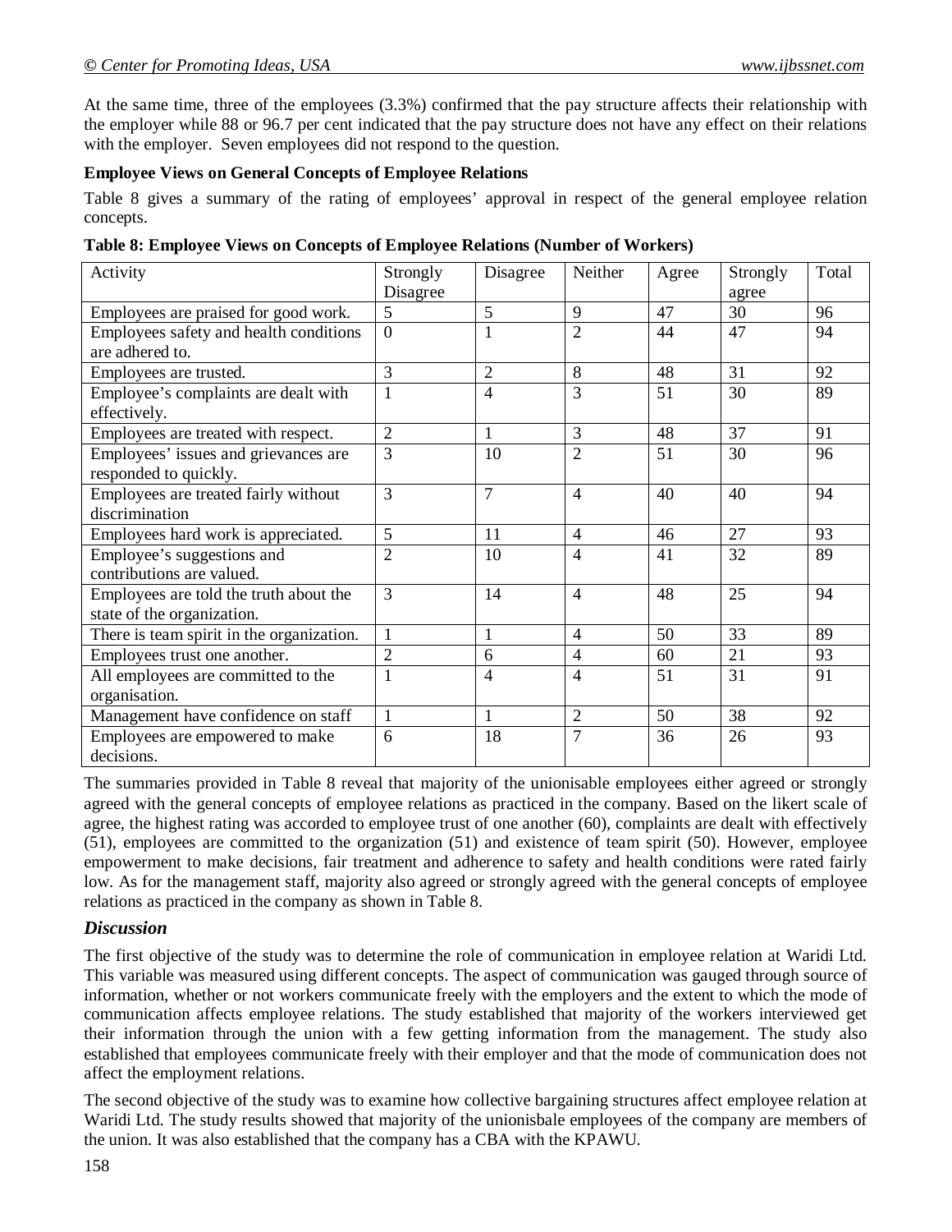At the same time, three of the employees (3.3%) confirmed that the pay structure affects their relationship with the employer while 88 or 96.7 per cent indicated that the pay structure does not have any effect on their relations with the employer. Seven employees did not respond to the question.

**Employee Views on General Concepts of Employee Relations**

Table 8 gives a summary of the rating of employees' approval in respect of the general employee relation concepts.

**Table 8: Employee Views on Concepts of Employee Relations (Number of Workers)**

| Activity | Strongly Disagree | Disagree | Neither | Agree | Strongly agree | Total |
|---|---|---|---|---|---|---|
| Employees are praised for good work. | 5 | 5 | 9 | 47 | 30 | 96 |
| Employees safety and health conditions are adhered to. | 0 | 1 | 2 | 44 | 47 | 94 |
| Employees are trusted. | 3 | 2 | 8 | 48 | 31 | 92 |
| Employee's complaints are dealt with effectively. | 1 | 4 | 3 | 51 | 30 | 89 |
| Employees are treated with respect. | 2 | 1 | 3 | 48 | 37 | 91 |
| Employees' issues and grievances are responded to quickly. | 3 | 10 | 2 | 51 | 30 | 96 |
| Employees are treated fairly without discrimination | 3 | 7 | 4 | 40 | 40 | 94 |
| Employees hard work is appreciated. | 5 | 11 | 4 | 46 | 27 | 93 |
| Employee's suggestions and contributions are valued. | 2 | 10 | 4 | 41 | 32 | 89 |
| Employees are told the truth about the state of the organization. | 3 | 14 | 4 | 48 | 25 | 94 |
| There is team spirit in the organization. | 1 | 1 | 4 | 50 | 33 | 89 |
| Employees trust one another. | 2 | 6 | 4 | 60 | 21 | 93 |
| All employees are committed to the organisation. | 1 | 4 | 4 | 51 | 31 | 91 |
| Management have confidence on staff | 1 | 1 | 2 | 50 | 38 | 92 |
| Employees are empowered to make decisions. | 6 | 18 | 7 | 36 | 26 | 93 |

The summaries provided in Table 8 reveal that majority of the unionisable employees either agreed or strongly agreed with the general concepts of employee relations as practiced in the company. Based on the likert scale of agree, the highest rating was accorded to employee trust of one another (60), complaints are dealt with effectively (51), employees are committed to the organization (51) and existence of team spirit (50). However, employee empowerment to make decisions, fair treatment and adherence to safety and health conditions were rated fairly low. As for the management staff, majority also agreed or strongly agreed with the general concepts of employee relations as practiced in the company as shown in Table 8.

## *Discussion*

The first objective of the study was to determine the role of communication in employee relation at Waridi Ltd. This variable was measured using different concepts. The aspect of communication was gauged through source of information, whether or not workers communicate freely with the employers and the extent to which the mode of communication affects employee relations. The study established that majority of the workers interviewed get their information through the union with a few getting information from the management. The study also established that employees communicate freely with their employer and that the mode of communication does not affect the employment relations.

The second objective of the study was to examine how collective bargaining structures affect employee relation at Waridi Ltd. The study results showed that majority of the unionisbale employees of the company are members of the union. It was also established that the company has a CBA with the KPAWU.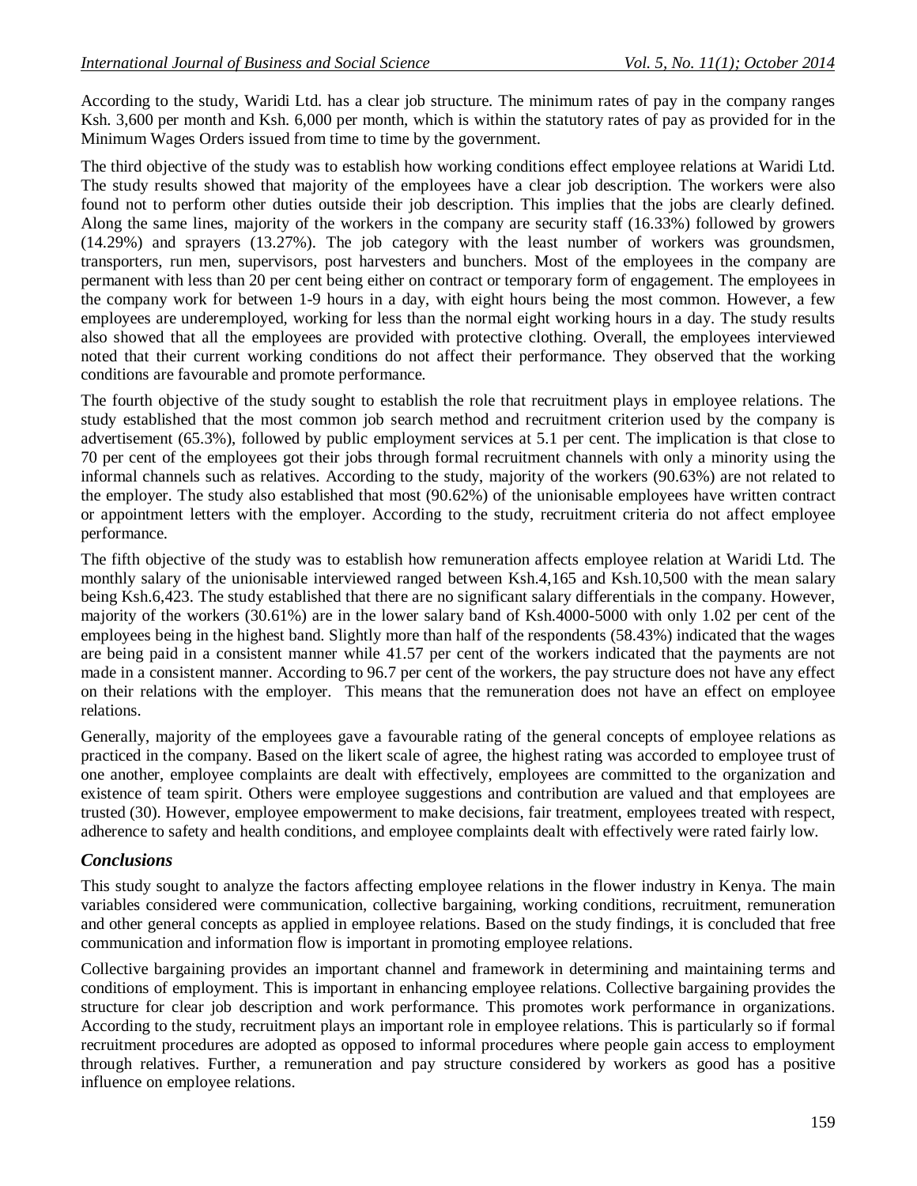According to the study, Waridi Ltd. has a clear job structure. The minimum rates of pay in the company ranges Ksh. 3,600 per month and Ksh. 6,000 per month, which is within the statutory rates of pay as provided for in the Minimum Wages Orders issued from time to time by the government.

The third objective of the study was to establish how working conditions effect employee relations at Waridi Ltd. The study results showed that majority of the employees have a clear job description. The workers were also found not to perform other duties outside their job description. This implies that the jobs are clearly defined. Along the same lines, majority of the workers in the company are security staff (16.33%) followed by growers (14.29%) and sprayers (13.27%). The job category with the least number of workers was groundsmen, transporters, run men, supervisors, post harvesters and bunchers. Most of the employees in the company are permanent with less than 20 per cent being either on contract or temporary form of engagement. The employees in the company work for between 1-9 hours in a day, with eight hours being the most common. However, a few employees are underemployed, working for less than the normal eight working hours in a day. The study results also showed that all the employees are provided with protective clothing. Overall, the employees interviewed noted that their current working conditions do not affect their performance. They observed that the working conditions are favourable and promote performance.

The fourth objective of the study sought to establish the role that recruitment plays in employee relations. The study established that the most common job search method and recruitment criterion used by the company is advertisement (65.3%), followed by public employment services at 5.1 per cent. The implication is that close to 70 per cent of the employees got their jobs through formal recruitment channels with only a minority using the informal channels such as relatives. According to the study, majority of the workers (90.63%) are not related to the employer. The study also established that most (90.62%) of the unionisable employees have written contract or appointment letters with the employer. According to the study, recruitment criteria do not affect employee performance.

The fifth objective of the study was to establish how remuneration affects employee relation at Waridi Ltd. The monthly salary of the unionisable interviewed ranged between Ksh.4,165 and Ksh.10,500 with the mean salary being Ksh.6,423. The study established that there are no significant salary differentials in the company. However, majority of the workers (30.61%) are in the lower salary band of Ksh.4000-5000 with only 1.02 per cent of the employees being in the highest band. Slightly more than half of the respondents (58.43%) indicated that the wages are being paid in a consistent manner while 41.57 per cent of the workers indicated that the payments are not made in a consistent manner. According to 96.7 per cent of the workers, the pay structure does not have any effect on their relations with the employer. This means that the remuneration does not have an effect on employee relations.

Generally, majority of the employees gave a favourable rating of the general concepts of employee relations as practiced in the company. Based on the likert scale of agree, the highest rating was accorded to employee trust of one another, employee complaints are dealt with effectively, employees are committed to the organization and existence of team spirit. Others were employee suggestions and contribution are valued and that employees are trusted (30). However, employee empowerment to make decisions, fair treatment, employees treated with respect, adherence to safety and health conditions, and employee complaints dealt with effectively were rated fairly low.

## *Conclusions*

This study sought to analyze the factors affecting employee relations in the flower industry in Kenya. The main variables considered were communication, collective bargaining, working conditions, recruitment, remuneration and other general concepts as applied in employee relations. Based on the study findings, it is concluded that free communication and information flow is important in promoting employee relations.

Collective bargaining provides an important channel and framework in determining and maintaining terms and conditions of employment. This is important in enhancing employee relations. Collective bargaining provides the structure for clear job description and work performance. This promotes work performance in organizations. According to the study, recruitment plays an important role in employee relations. This is particularly so if formal recruitment procedures are adopted as opposed to informal procedures where people gain access to employment through relatives. Further, a remuneration and pay structure considered by workers as good has a positive influence on employee relations.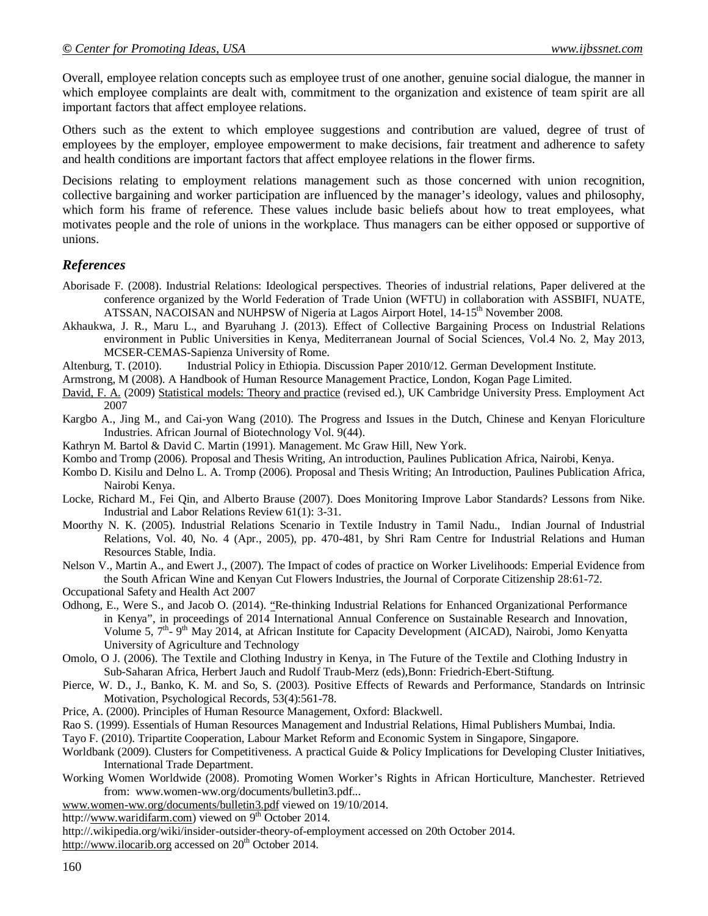Overall, employee relation concepts such as employee trust of one another, genuine social dialogue, the manner in which employee complaints are dealt with, commitment to the organization and existence of team spirit are all important factors that affect employee relations.

Others such as the extent to which employee suggestions and contribution are valued, degree of trust of employees by the employer, employee empowerment to make decisions, fair treatment and adherence to safety and health conditions are important factors that affect employee relations in the flower firms.

Decisions relating to employment relations management such as those concerned with union recognition, collective bargaining and worker participation are influenced by the manager's ideology, values and philosophy, which form his frame of reference. These values include basic beliefs about how to treat employees, what motivates people and the role of unions in the workplace. Thus managers can be either opposed or supportive of unions.

## *References*

Aborisade F. (2008). Industrial Relations: Ideological perspectives. Theories of industrial relations, Paper delivered at the conference organized by the World Federation of Trade Union (WFTU) in collaboration with ASSBIFI, NUATE, ATSSAN, NACOISAN and NUHPSW of Nigeria at Lagos Airport Hotel, 14-15th November 2008.

Akhaukwa, J. R., Maru L., and Byaruhang J. (2013). Effect of Collective Bargaining Process on Industrial Relations environment in Public Universities in Kenya, Mediterranean Journal of Social Sciences, Vol.4 No. 2, May 2013, MCSER-CEMAS-Sapienza University of Rome.

Altenburg, T. (2010). Industrial Policy in Ethiopia. Discussion Paper 2010/12. German Development Institute.

Armstrong, M (2008). A Handbook of Human Resource Management Practice, London, Kogan Page Limited.

David, F. A. (2009) Statistical models: Theory and practice (revised ed.), UK Cambridge University Press. Employment Act 2007

Kargbo A., Jing M., and Cai-yon Wang (2010). The Progress and Issues in the Dutch, Chinese and Kenyan Floriculture Industries. African Journal of Biotechnology Vol. 9(44).

Kathryn M. Bartol & David C. Martin (1991). Management. Mc Graw Hill, New York.

Kombo and Tromp (2006). Proposal and Thesis Writing, An introduction, Paulines Publication Africa, Nairobi, Kenya.

Kombo D. Kisilu and Delno L. A. Tromp (2006). Proposal and Thesis Writing; An Introduction, Paulines Publication Africa, Nairobi Kenya.

Locke, Richard M., Fei Qin, and Alberto Brause (2007). Does Monitoring Improve Labor Standards? Lessons from Nike. Industrial and Labor Relations Review 61(1): 3-31.

Moorthy N. K. (2005). Industrial Relations Scenario in Textile Industry in Tamil Nadu., Indian Journal of Industrial Relations, Vol. 40, No. 4 (Apr., 2005), pp. 470-481, by Shri Ram Centre for Industrial Relations and Human Resources Stable, India.

Nelson V., Martin A., and Ewert J., (2007). The Impact of codes of practice on Worker Livelihoods: Emperial Evidence from the South African Wine and Kenyan Cut Flowers Industries, the Journal of Corporate Citizenship 28:61-72.

Occupational Safety and Health Act 2007

Odhong, E., Were S., and Jacob O. (2014). "Re-thinking Industrial Relations for Enhanced Organizational Performance in Kenya", in proceedings of 2014 International Annual Conference on Sustainable Research and Innovation, Volume 5, 7th- 9th May 2014, at African Institute for Capacity Development (AICAD), Nairobi, Jomo Kenyatta University of Agriculture and Technology

Omolo, O J. (2006). The Textile and Clothing Industry in Kenya, in The Future of the Textile and Clothing Industry in Sub-Saharan Africa, Herbert Jauch and Rudolf Traub-Merz (eds),Bonn: Friedrich-Ebert-Stiftung.

Pierce, W. D., J., Banko, K. M. and So, S. (2003). Positive Effects of Rewards and Performance, Standards on Intrinsic Motivation, Psychological Records, 53(4):561-78.

Price, A. (2000). Principles of Human Resource Management, Oxford: Blackwell.

Rao S. (1999). Essentials of Human Resources Management and Industrial Relations, Himal Publishers Mumbai, India.

Tayo F. (2010). Tripartite Cooperation, Labour Market Reform and Economic System in Singapore, Singapore.

Worldbank (2009). Clusters for Competitiveness. A practical Guide & Policy Implications for Developing Cluster Initiatives, International Trade Department.

Working Women Worldwide (2008). Promoting Women Worker's Rights in African Horticulture, Manchester. Retrieved from: www.women-ww.org/documents/bulletin3.pdf...

www.women-ww.org/documents/bulletin3.pdf viewed on 19/10/2014.

http://www.waridifarm.com) viewed on 9th October 2014.

http://.wikipedia.org/wiki/insider-outsider-theory-of-employment accessed on 20th October 2014.

http://www.ilocarib.org accessed on 20th October 2014.